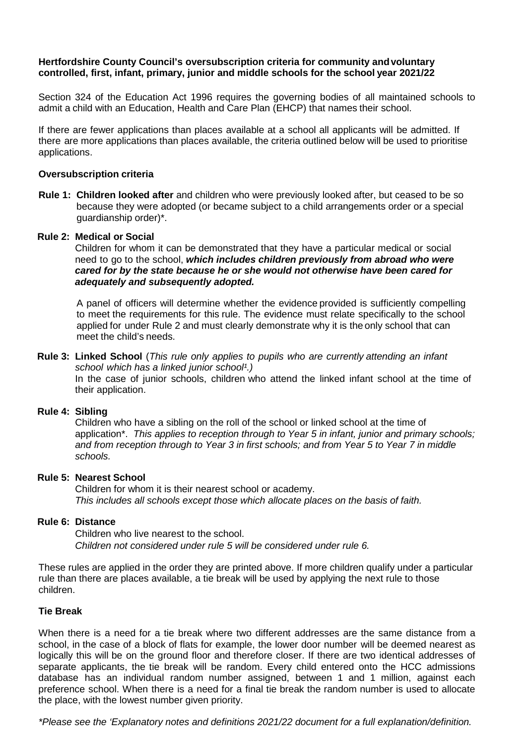**Hertfordshire County Council's oversubscription criteria for community and voluntary controlled, first, infant, primary, junior and middle schools for the school year 2021/22**

Section 324 of the Education Act 1996 requires the governing bodies of all maintained schools to admit a child with an Education, Health and Care Plan (EHCP) that names their school.

If there are fewer applications than places available at a school all applicants will be admitted. If there are more applications than places available, the criteria outlined below will be used to prioritise applications.

**Oversubscription criteria**

**Rule 1: Children looked after** and children who were previously looked after, but ceased to be so because they were adopted (or became subject to a child arrangements order or a special guardianship order)*.

**Rule 2: Medical or Social**

Children for whom it can be demonstrated that they have a particular medical or social need to go to the school, ***which includes children previously from abroad who were cared for by the state because he or she would not otherwise have been cared for adequately and subsequently adopted.***

A panel of officers will determine whether the evidence provided is sufficiently compelling to meet the requirements for this rule. The evidence must relate specifically to the school applied for under Rule 2 and must clearly demonstrate why it is the only school that can meet the child's needs.

**Rule 3: Linked School** (*This rule only applies to pupils who are currently attending an infant school which has a linked junior school[1].)*

In the case of junior schools, children who attend the linked infant school at the time of their application.

**Rule 4: Sibling**

Children who have a sibling on the roll of the school or linked school at the time of application*. *This applies to reception through to Year 5 in infant, junior and primary schools; and from reception through to Year 3 in first schools; and from Year 5 to Year 7 in middle schools.*

**Rule 5: Nearest School**

Children for whom it is their nearest school or academy.
*This includes all schools except those which allocate places on the basis of faith.*

**Rule 6: Distance**

Children who live nearest to the school.
*Children not considered under rule 5 will be considered under rule 6.*

These rules are applied in the order they are printed above. If more children qualify under a particular rule than there are places available, a tie break will be used by applying the next rule to those children.

**Tie Break**

When there is a need for a tie break where two different addresses are the same distance from a school, in the case of a block of flats for example, the lower door number will be deemed nearest as logically this will be on the ground floor and therefore closer. If there are two identical addresses of separate applicants, the tie break will be random. Every child entered onto the HCC admissions database has an individual random number assigned, between 1 and 1 million, against each preference school. When there is a need for a final tie break the random number is used to allocate the place, with the lowest number given priority.

*\*Please see the 'Explanatory notes and definitions 2021/22 document for a full explanation/definition.*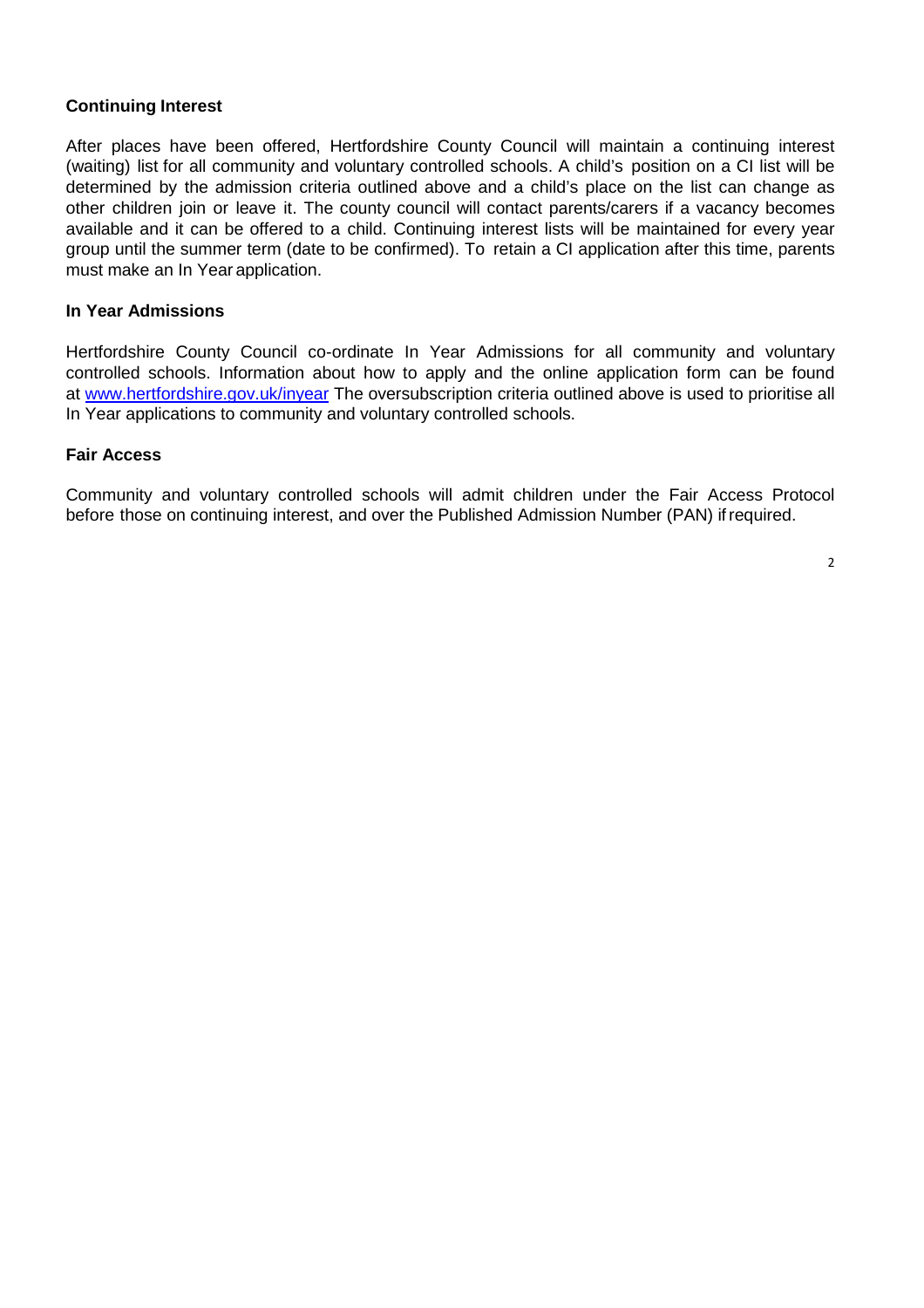## Continuing Interest

After places have been offered, Hertfordshire County Council will maintain a continuing interest (waiting) list for all community and voluntary controlled schools. A child's position on a CI list will be determined by the admission criteria outlined above and a child's place on the list can change as other children join or leave it. The county council will contact parents/carers if a vacancy becomes available and it can be offered to a child. Continuing interest lists will be maintained for every year group until the summer term (date to be confirmed). To retain a CI application after this time, parents must make an In Year application.

## In Year Admissions

Hertfordshire County Council co-ordinate In Year Admissions for all community and voluntary controlled schools. Information about how to apply and the online application form can be found at [www.hertfordshire.gov.uk/inyear](http://www.hertfordshire.gov.uk/inyear) The oversubscription criteria outlined above is used to prioritise all In Year applications to community and voluntary controlled schools.

## Fair Access

Community and voluntary controlled schools will admit children under the Fair Access Protocol before those on continuing interest, and over the Published Admission Number (PAN) if required.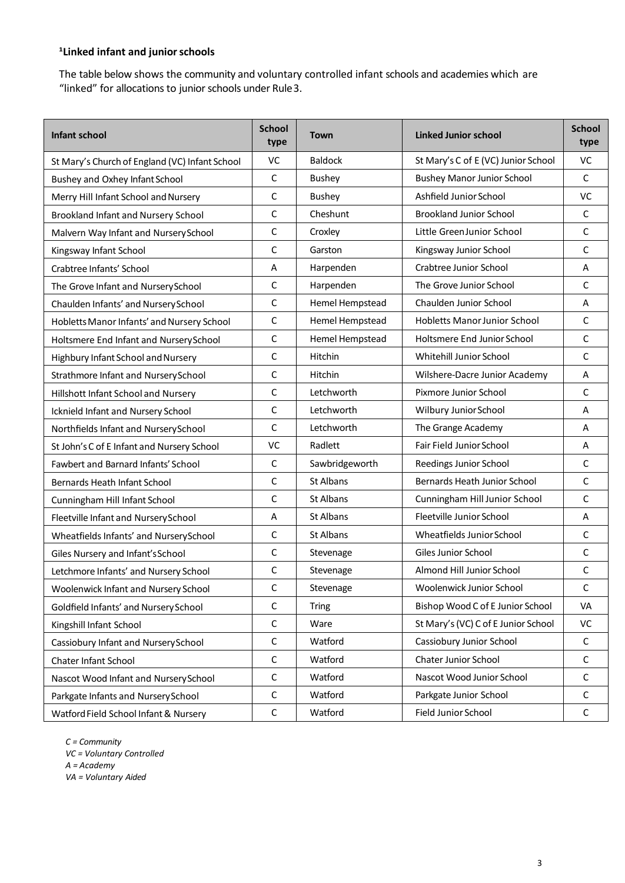### [1]Linked infant and junior schools

The table below shows the community and voluntary controlled infant schools and academies which are "linked" for allocations to junior schools under Rule 3.

| Infant school | School type | Town | Linked Junior school | School type |
|---|---|---|---|---|
| St Mary's Church of England (VC) Infant School | VC | Baldock | St Mary's C of E (VC) Junior School | VC |
| Bushey and Oxhey Infant School | C | Bushey | Bushey Manor Junior School | C |
| Merry Hill Infant School and Nursery | C | Bushey | Ashfield Junior School | VC |
| Brookland Infant and Nursery School | C | Cheshunt | Brookland Junior School | C |
| Malvern Way Infant and Nursery School | C | Croxley | Little Green Junior School | C |
| Kingsway Infant School | C | Garston | Kingsway Junior School | C |
| Crabtree Infants' School | A | Harpenden | Crabtree Junior School | A |
| The Grove Infant and Nursery School | C | Harpenden | The Grove Junior School | C |
| Chaulden Infants' and Nursery School | C | Hemel Hempstead | Chaulden Junior School | A |
| Hobletts Manor Infants' and Nursery School | C | Hemel Hempstead | Hobletts Manor Junior School | C |
| Holtsmere End Infant and Nursery School | C | Hemel Hempstead | Holtsmere End Junior School | C |
| Highbury Infant School and Nursery | C | Hitchin | Whitehill Junior School | C |
| Strathmore Infant and Nursery School | C | Hitchin | Wilshere-Dacre Junior Academy | A |
| Hillshott Infant School and Nursery | C | Letchworth | Pixmore Junior School | C |
| Icknield Infant and Nursery School | C | Letchworth | Wilbury Junior School | A |
| Northfields Infant and Nursery School | C | Letchworth | The Grange Academy | A |
| St John's C of E Infant and Nursery School | VC | Radlett | Fair Field Junior School | A |
| Fawbert and Barnard Infants' School | C | Sawbridgeworth | Reedings Junior School | C |
| Bernards Heath Infant School | C | St Albans | Bernards Heath Junior School | C |
| Cunningham Hill Infant School | C | St Albans | Cunningham Hill Junior School | C |
| Fleetville Infant and Nursery School | A | St Albans | Fleetville Junior School | A |
| Wheatfields Infants' and Nursery School | C | St Albans | Wheatfields Junior School | C |
| Giles Nursery and Infant's School | C | Stevenage | Giles Junior School | C |
| Letchmore Infants' and Nursery School | C | Stevenage | Almond Hill Junior School | C |
| Woolenwick Infant and Nursery School | C | Stevenage | Woolenwick Junior School | C |
| Goldfield Infants' and Nursery School | C | Tring | Bishop Wood C of E Junior School | VA |
| Kingshill Infant School | C | Ware | St Mary's (VC) C of E Junior School | VC |
| Cassiobury Infant and Nursery School | C | Watford | Cassiobury Junior School | C |
| Chater Infant School | C | Watford | Chater Junior School | C |
| Nascot Wood Infant and Nursery School | C | Watford | Nascot Wood Junior School | C |
| Parkgate Infants and Nursery School | C | Watford | Parkgate Junior School | C |
| Watford Field School Infant & Nursery | C | Watford | Field Junior School | C |

*C = Community*
*VC = Voluntary Controlled*
*A = Academy*
*VA = Voluntary Aided*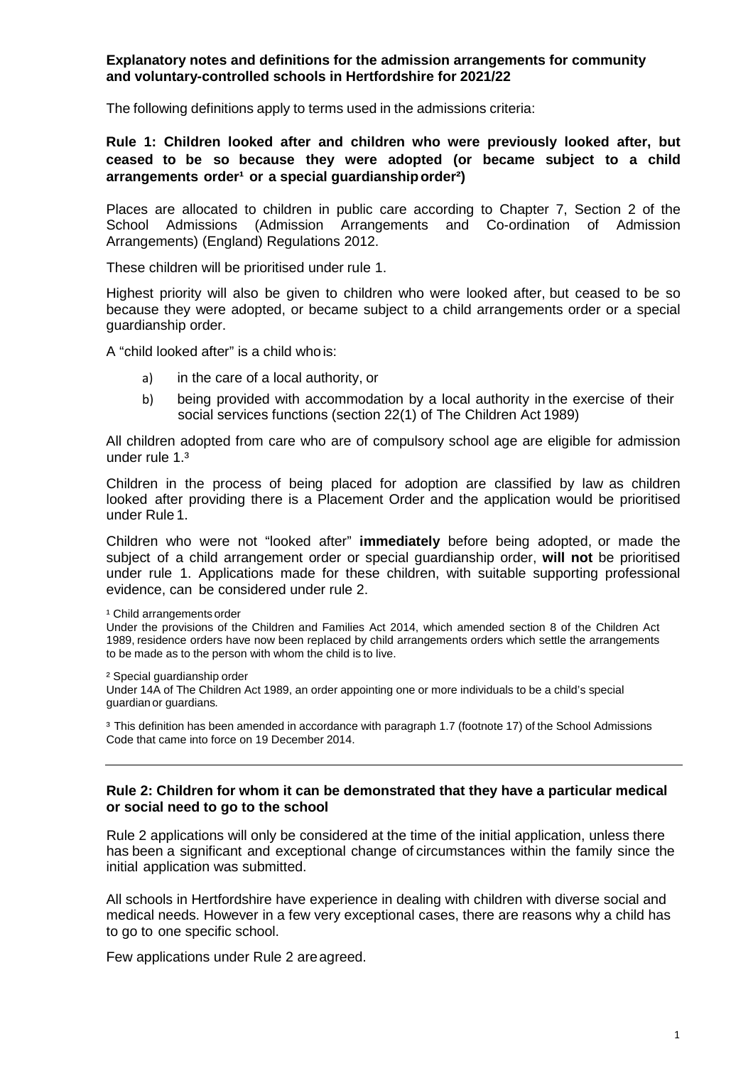**Explanatory notes and definitions for the admission arrangements for community and voluntary-controlled schools in Hertfordshire for 2021/22**

The following definitions apply to terms used in the admissions criteria:

**Rule 1: Children looked after and children who were previously looked after, but ceased to be so because they were adopted (or became subject to a child arrangements order[1] or a special guardianship order[2])**

Places are allocated to children in public care according to Chapter 7, Section 2 of the School Admissions (Admission Arrangements and Co-ordination of Admission Arrangements) (England) Regulations 2012.

These children will be prioritised under rule 1.

Highest priority will also be given to children who were looked after, but ceased to be so because they were adopted, or became subject to a child arrangements order or a special guardianship order.

A "child looked after" is a child who is:

a) in the care of a local authority, or
b) being provided with accommodation by a local authority in the exercise of their social services functions (section 22(1) of The Children Act 1989)

All children adopted from care who are of compulsory school age are eligible for admission under rule 1.[3]

Children in the process of being placed for adoption are classified by law as children looked after providing there is a Placement Order and the application would be prioritised under Rule 1.

Children who were not "looked after" **immediately** before being adopted, or made the subject of a child arrangement order or special guardianship order, **will not** be prioritised under rule 1. Applications made for these children, with suitable supporting professional evidence, can be considered under rule 2.

[1] Child arrangements order
Under the provisions of the Children and Families Act 2014, which amended section 8 of the Children Act 1989, residence orders have now been replaced by child arrangements orders which settle the arrangements to be made as to the person with whom the child is to live.

[2] Special guardianship order
Under 14A of The Children Act 1989, an order appointing one or more individuals to be a child's special guardian or guardians.

[3] This definition has been amended in accordance with paragraph 1.7 (footnote 17) of the School Admissions Code that came into force on 19 December 2014.

---

**Rule 2: Children for whom it can be demonstrated that they have a particular medical or social need to go to the school**

Rule 2 applications will only be considered at the time of the initial application, unless there has been a significant and exceptional change of circumstances within the family since the initial application was submitted.

All schools in Hertfordshire have experience in dealing with children with diverse social and medical needs. However in a few very exceptional cases, there are reasons why a child has to go to one specific school.

Few applications under Rule 2 are agreed.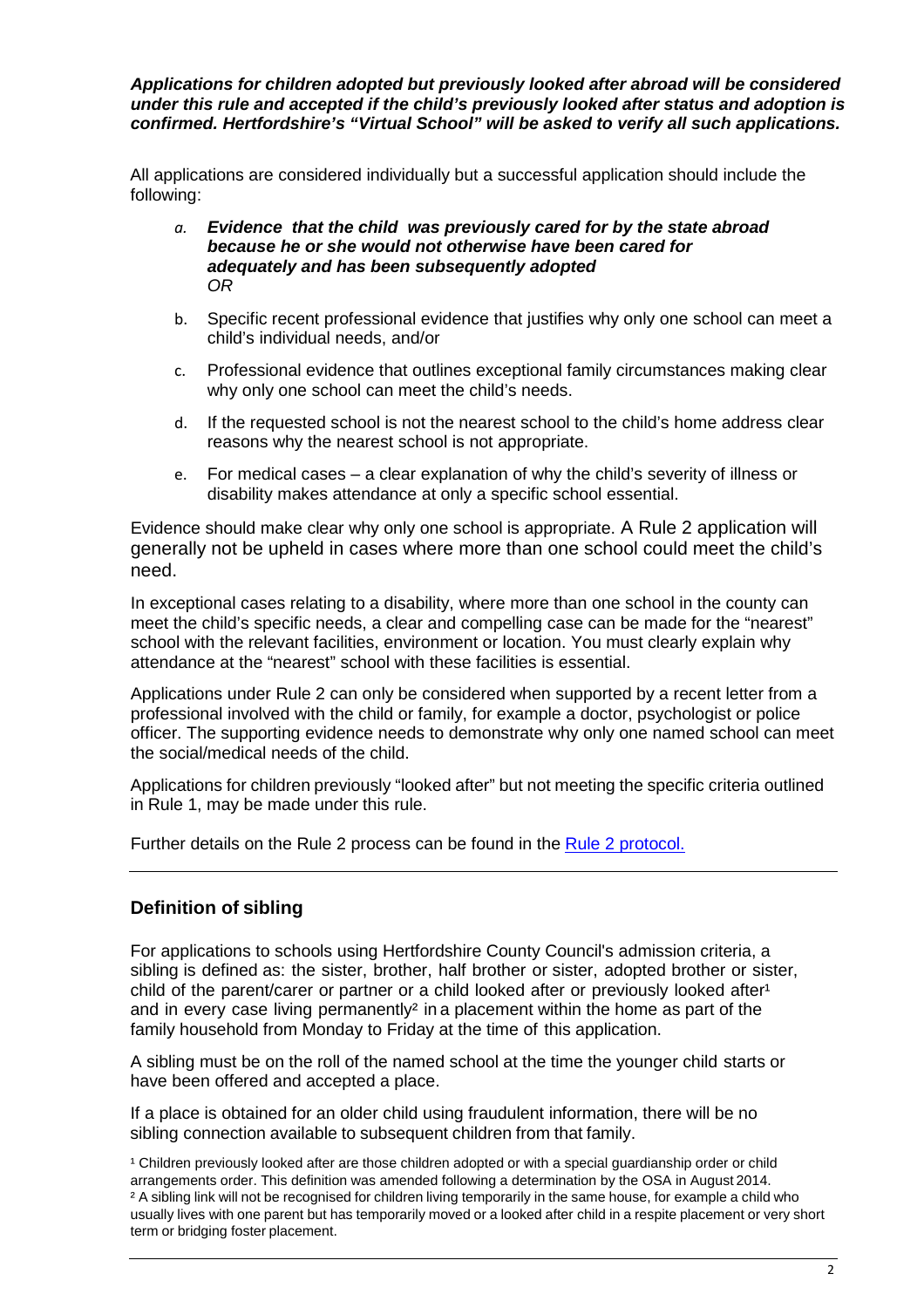***Applications for children adopted but previously looked after abroad will be considered under this rule and accepted if the child's previously looked after status and adoption is confirmed. Hertfordshire's "Virtual School" will be asked to verify all such applications.***

All applications are considered individually but a successful application should include the following:

a. ***Evidence that the child was previously cared for by the state abroad because he or she would not otherwise have been cared for adequately and has been subsequently adopted***
   *OR*

b. Specific recent professional evidence that justifies why only one school can meet a child's individual needs, and/or

c. Professional evidence that outlines exceptional family circumstances making clear why only one school can meet the child's needs.

d. If the requested school is not the nearest school to the child's home address clear reasons why the nearest school is not appropriate.

e. For medical cases – a clear explanation of why the child's severity of illness or disability makes attendance at only a specific school essential.

Evidence should make clear why only one school is appropriate. A Rule 2 application will generally not be upheld in cases where more than one school could meet the child's need.

In exceptional cases relating to a disability, where more than one school in the county can meet the child's specific needs, a clear and compelling case can be made for the "nearest" school with the relevant facilities, environment or location. You must clearly explain why attendance at the "nearest" school with these facilities is essential.

Applications under Rule 2 can only be considered when supported by a recent letter from a professional involved with the child or family, for example a doctor, psychologist or police officer. The supporting evidence needs to demonstrate why only one named school can meet the social/medical needs of the child.

Applications for children previously "looked after" but not meeting the specific criteria outlined in Rule 1, may be made under this rule.

Further details on the Rule 2 process can be found in the Rule 2 protocol.

---

## Definition of sibling

For applications to schools using Hertfordshire County Council's admission criteria, a sibling is defined as: the sister, brother, half brother or sister, adopted brother or sister, child of the parent/carer or partner or a child looked after or previously looked after[1] and in every case living permanently[2] in a placement within the home as part of the family household from Monday to Friday at the time of this application.

A sibling must be on the roll of the named school at the time the younger child starts or have been offered and accepted a place.

If a place is obtained for an older child using fraudulent information, there will be no sibling connection available to subsequent children from that family.

[1] Children previously looked after are those children adopted or with a special guardianship order or child arrangements order. This definition was amended following a determination by the OSA in August 2014.
[2] A sibling link will not be recognised for children living temporarily in the same house, for example a child who usually lives with one parent but has temporarily moved or a looked after child in a respite placement or very short term or bridging foster placement.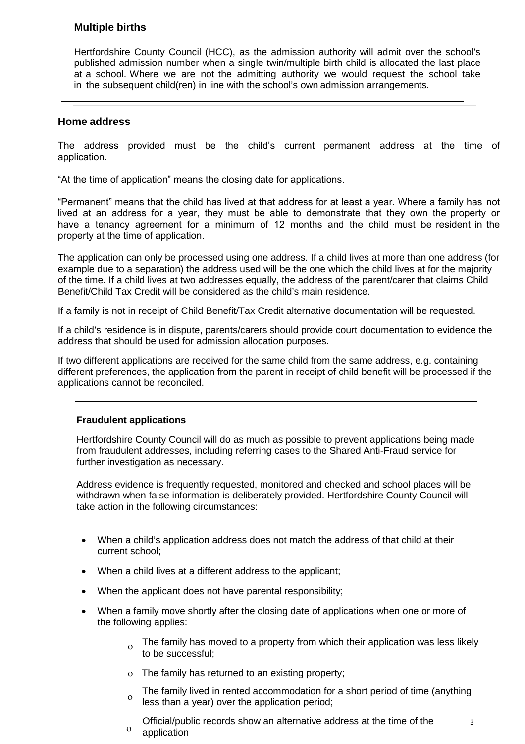### Multiple births

Hertfordshire County Council (HCC), as the admission authority will admit over the school's published admission number when a single twin/multiple birth child is allocated the last place at a school. Where we are not the admitting authority we would request the school take in the subsequent child(ren) in line with the school's own admission arrangements.

---

### Home address

The address provided must be the child's current permanent address at the time of application.

"At the time of application" means the closing date for applications.

"Permanent" means that the child has lived at that address for at least a year. Where a family has not lived at an address for a year, they must be able to demonstrate that they own the property or have a tenancy agreement for a minimum of 12 months and the child must be resident in the property at the time of application.

The application can only be processed using one address. If a child lives at more than one address (for example due to a separation) the address used will be the one which the child lives at for the majority of the time. If a child lives at two addresses equally, the address of the parent/carer that claims Child Benefit/Child Tax Credit will be considered as the child's main residence.

If a family is not in receipt of Child Benefit/Tax Credit alternative documentation will be requested.

If a child's residence is in dispute, parents/carers should provide court documentation to evidence the address that should be used for admission allocation purposes.

If two different applications are received for the same child from the same address, e.g. containing different preferences, the application from the parent in receipt of child benefit will be processed if the applications cannot be reconciled.

---

### Fraudulent applications

Hertfordshire County Council will do as much as possible to prevent applications being made from fraudulent addresses, including referring cases to the Shared Anti-Fraud service for further investigation as necessary.

Address evidence is frequently requested, monitored and checked and school places will be withdrawn when false information is deliberately provided. Hertfordshire County Council will take action in the following circumstances:

- When a child's application address does not match the address of that child at their current school;
- When a child lives at a different address to the applicant;
- When the applicant does not have parental responsibility;
- When a family move shortly after the closing date of applications when one or more of the following applies:
    - The family has moved to a property from which their application was less likely to be successful;
    - The family has returned to an existing property;
    - The family lived in rented accommodation for a short period of time (anything less than a year) over the application period;
    - Official/public records show an alternative address at the time of the application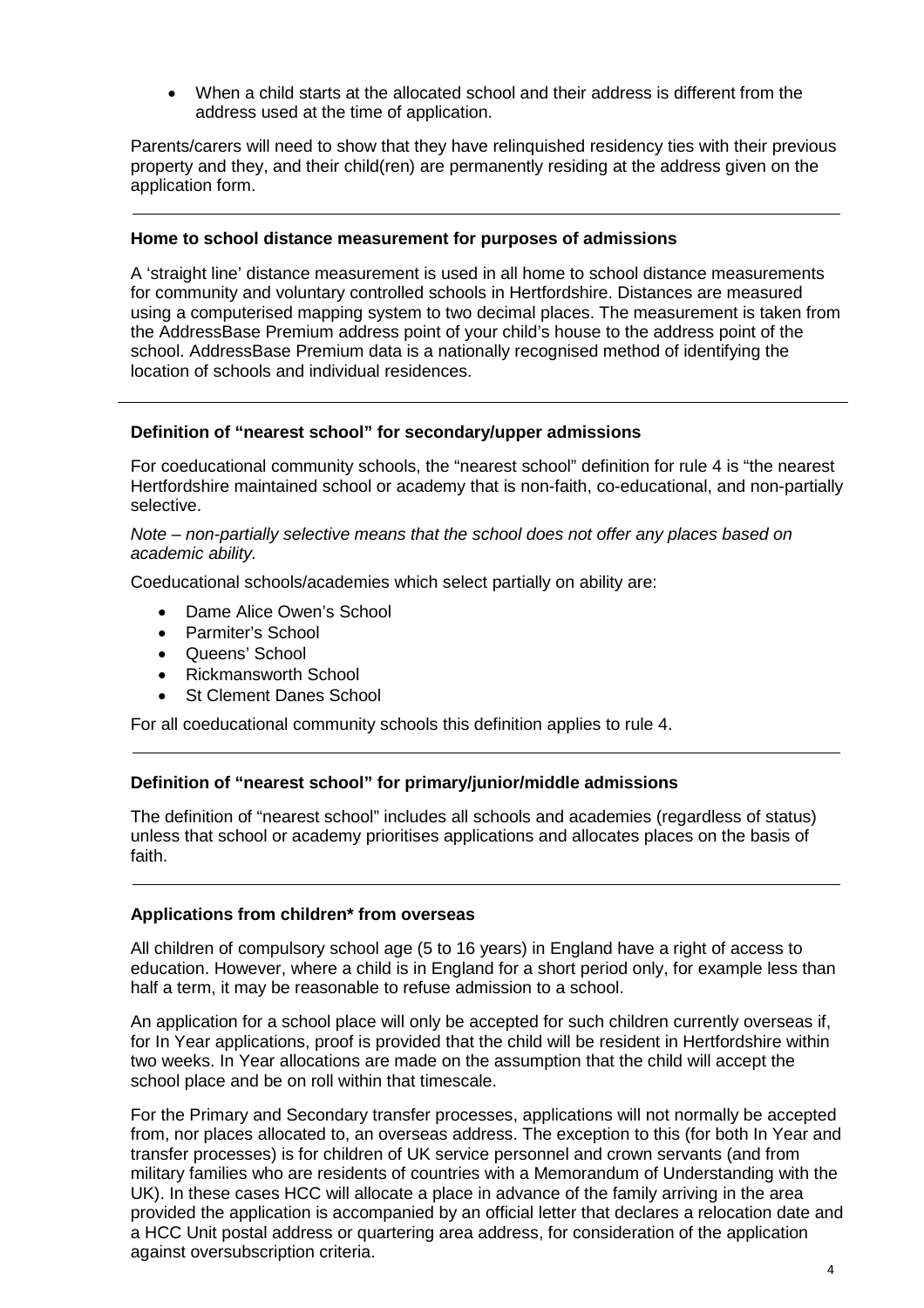- When a child starts at the allocated school and their address is different from the address used at the time of application.

Parents/carers will need to show that they have relinquished residency ties with their previous property and they, and their child(ren) are permanently residing at the address given on the application form.

---

**Home to school distance measurement for purposes of admissions**

A 'straight line' distance measurement is used in all home to school distance measurements for community and voluntary controlled schools in Hertfordshire. Distances are measured using a computerised mapping system to two decimal places. The measurement is taken from the AddressBase Premium address point of your child's house to the address point of the school. AddressBase Premium data is a nationally recognised method of identifying the location of schools and individual residences.

---

**Definition of "nearest school" for secondary/upper admissions**

For coeducational community schools, the "nearest school" definition for rule 4 is "the nearest Hertfordshire maintained school or academy that is non-faith, co-educational, and non-partially selective.

*Note – non-partially selective means that the school does not offer any places based on academic ability.*

Coeducational schools/academies which select partially on ability are:

- Dame Alice Owen's School
- Parmiter's School
- Queens' School
- Rickmansworth School
- St Clement Danes School

For all coeducational community schools this definition applies to rule 4.

---

**Definition of "nearest school" for primary/junior/middle admissions**

The definition of "nearest school" includes all schools and academies (regardless of status) unless that school or academy prioritises applications and allocates places on the basis of faith.

---

**Applications from children* from overseas**

All children of compulsory school age (5 to 16 years) in England have a right of access to education. However, where a child is in England for a short period only, for example less than half a term, it may be reasonable to refuse admission to a school.

An application for a school place will only be accepted for such children currently overseas if, for In Year applications, proof is provided that the child will be resident in Hertfordshire within two weeks. In Year allocations are made on the assumption that the child will accept the school place and be on roll within that timescale.

For the Primary and Secondary transfer processes, applications will not normally be accepted from, nor places allocated to, an overseas address. The exception to this (for both In Year and transfer processes) is for children of UK service personnel and crown servants (and from military families who are residents of countries with a Memorandum of Understanding with the UK). In these cases HCC will allocate a place in advance of the family arriving in the area provided the application is accompanied by an official letter that declares a relocation date and a HCC Unit postal address or quartering area address, for consideration of the application against oversubscription criteria.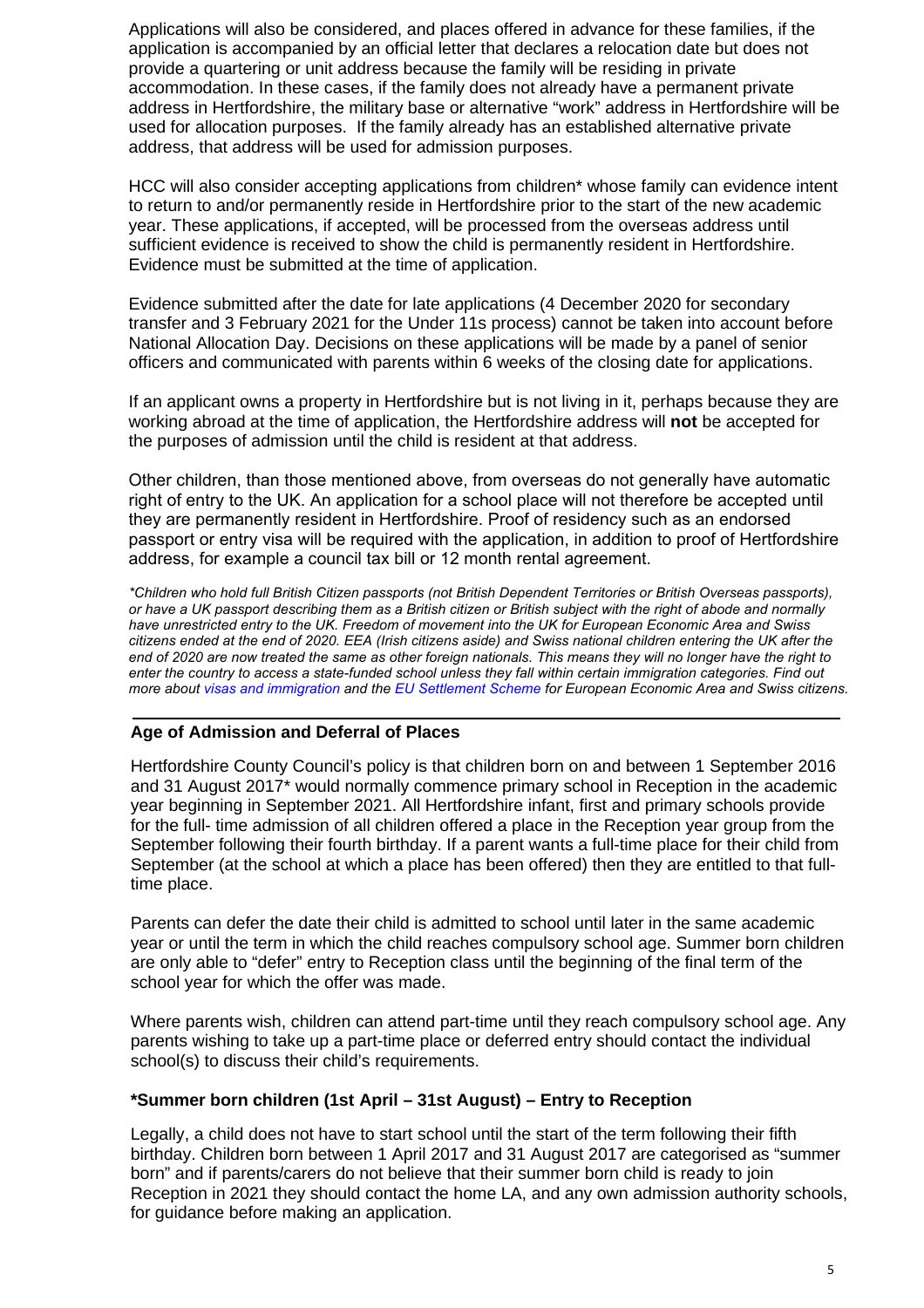Applications will also be considered, and places offered in advance for these families, if the application is accompanied by an official letter that declares a relocation date but does not provide a quartering or unit address because the family will be residing in private accommodation. In these cases, if the family does not already have a permanent private address in Hertfordshire, the military base or alternative "work" address in Hertfordshire will be used for allocation purposes. If the family already has an established alternative private address, that address will be used for admission purposes.

HCC will also consider accepting applications from children* whose family can evidence intent to return to and/or permanently reside in Hertfordshire prior to the start of the new academic year. These applications, if accepted, will be processed from the overseas address until sufficient evidence is received to show the child is permanently resident in Hertfordshire. Evidence must be submitted at the time of application.

Evidence submitted after the date for late applications (4 December 2020 for secondary transfer and 3 February 2021 for the Under 11s process) cannot be taken into account before National Allocation Day. Decisions on these applications will be made by a panel of senior officers and communicated with parents within 6 weeks of the closing date for applications.

If an applicant owns a property in Hertfordshire but is not living in it, perhaps because they are working abroad at the time of application, the Hertfordshire address will **not** be accepted for the purposes of admission until the child is resident at that address.

Other children, than those mentioned above, from overseas do not generally have automatic right of entry to the UK. An application for a school place will not therefore be accepted until they are permanently resident in Hertfordshire. Proof of residency such as an endorsed passport or entry visa will be required with the application, in addition to proof of Hertfordshire address, for example a council tax bill or 12 month rental agreement.

*\*Children who hold full British Citizen passports (not British Dependent Territories or British Overseas passports), or have a UK passport describing them as a British citizen or British subject with the right of abode and normally have unrestricted entry to the UK. Freedom of movement into the UK for European Economic Area and Swiss citizens ended at the end of 2020. EEA (Irish citizens aside) and Swiss national children entering the UK after the end of 2020 are now treated the same as other foreign nationals. This means they will no longer have the right to enter the country to access a state-funded school unless they fall within certain immigration categories. Find out more about visas and immigration and the EU Settlement Scheme for European Economic Area and Swiss citizens.*

## Age of Admission and Deferral of Places

Hertfordshire County Council's policy is that children born on and between 1 September 2016 and 31 August 2017* would normally commence primary school in Reception in the academic year beginning in September 2021. All Hertfordshire infant, first and primary schools provide for the full- time admission of all children offered a place in the Reception year group from the September following their fourth birthday. If a parent wants a full-time place for their child from September (at the school at which a place has been offered) then they are entitled to that full-time place.

Parents can defer the date their child is admitted to school until later in the same academic year or until the term in which the child reaches compulsory school age. Summer born children are only able to "defer" entry to Reception class until the beginning of the final term of the school year for which the offer was made.

Where parents wish, children can attend part-time until they reach compulsory school age. Any parents wishing to take up a part-time place or deferred entry should contact the individual school(s) to discuss their child's requirements.

### *Summer born children (1st April – 31st August) – Entry to Reception

Legally, a child does not have to start school until the start of the term following their fifth birthday. Children born between 1 April 2017 and 31 August 2017 are categorised as "summer born" and if parents/carers do not believe that their summer born child is ready to join Reception in 2021 they should contact the home LA, and any own admission authority schools, for guidance before making an application.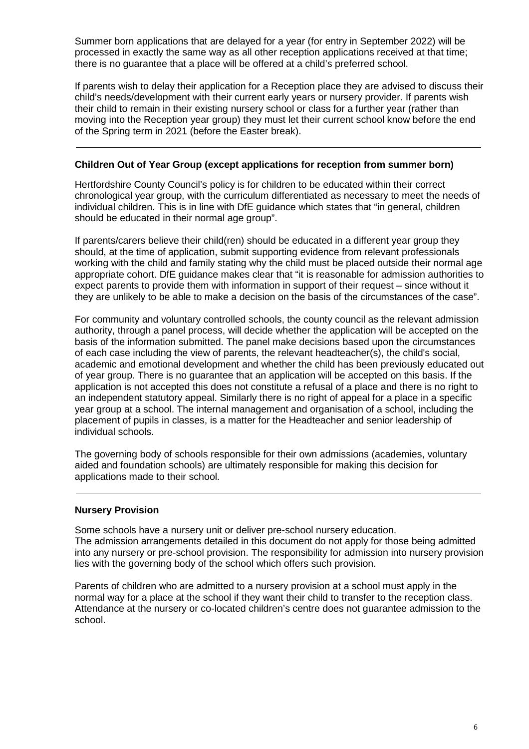Summer born applications that are delayed for a year (for entry in September 2022) will be processed in exactly the same way as all other reception applications received at that time; there is no guarantee that a place will be offered at a child's preferred school.

If parents wish to delay their application for a Reception place they are advised to discuss their child's needs/development with their current early years or nursery provider. If parents wish their child to remain in their existing nursery school or class for a further year (rather than moving into the Reception year group) they must let their current school know before the end of the Spring term in 2021 (before the Easter break).

---

### Children Out of Year Group (except applications for reception from summer born)

Hertfordshire County Council's policy is for children to be educated within their correct chronological year group, with the curriculum differentiated as necessary to meet the needs of individual children. This is in line with DfE guidance which states that "in general, children should be educated in their normal age group".

If parents/carers believe their child(ren) should be educated in a different year group they should, at the time of application, submit supporting evidence from relevant professionals working with the child and family stating why the child must be placed outside their normal age appropriate cohort. DfE guidance makes clear that "it is reasonable for admission authorities to expect parents to provide them with information in support of their request – since without it they are unlikely to be able to make a decision on the basis of the circumstances of the case".

For community and voluntary controlled schools, the county council as the relevant admission authority, through a panel process, will decide whether the application will be accepted on the basis of the information submitted. The panel make decisions based upon the circumstances of each case including the view of parents, the relevant headteacher(s), the child's social, academic and emotional development and whether the child has been previously educated out of year group. There is no guarantee that an application will be accepted on this basis. If the application is not accepted this does not constitute a refusal of a place and there is no right to an independent statutory appeal. Similarly there is no right of appeal for a place in a specific year group at a school. The internal management and organisation of a school, including the placement of pupils in classes, is a matter for the Headteacher and senior leadership of individual schools.

The governing body of schools responsible for their own admissions (academies, voluntary aided and foundation schools) are ultimately responsible for making this decision for applications made to their school.

---

### Nursery Provision

Some schools have a nursery unit or deliver pre-school nursery education.
The admission arrangements detailed in this document do not apply for those being admitted into any nursery or pre-school provision. The responsibility for admission into nursery provision lies with the governing body of the school which offers such provision.

Parents of children who are admitted to a nursery provision at a school must apply in the normal way for a place at the school if they want their child to transfer to the reception class. Attendance at the nursery or co-located children's centre does not guarantee admission to the school.